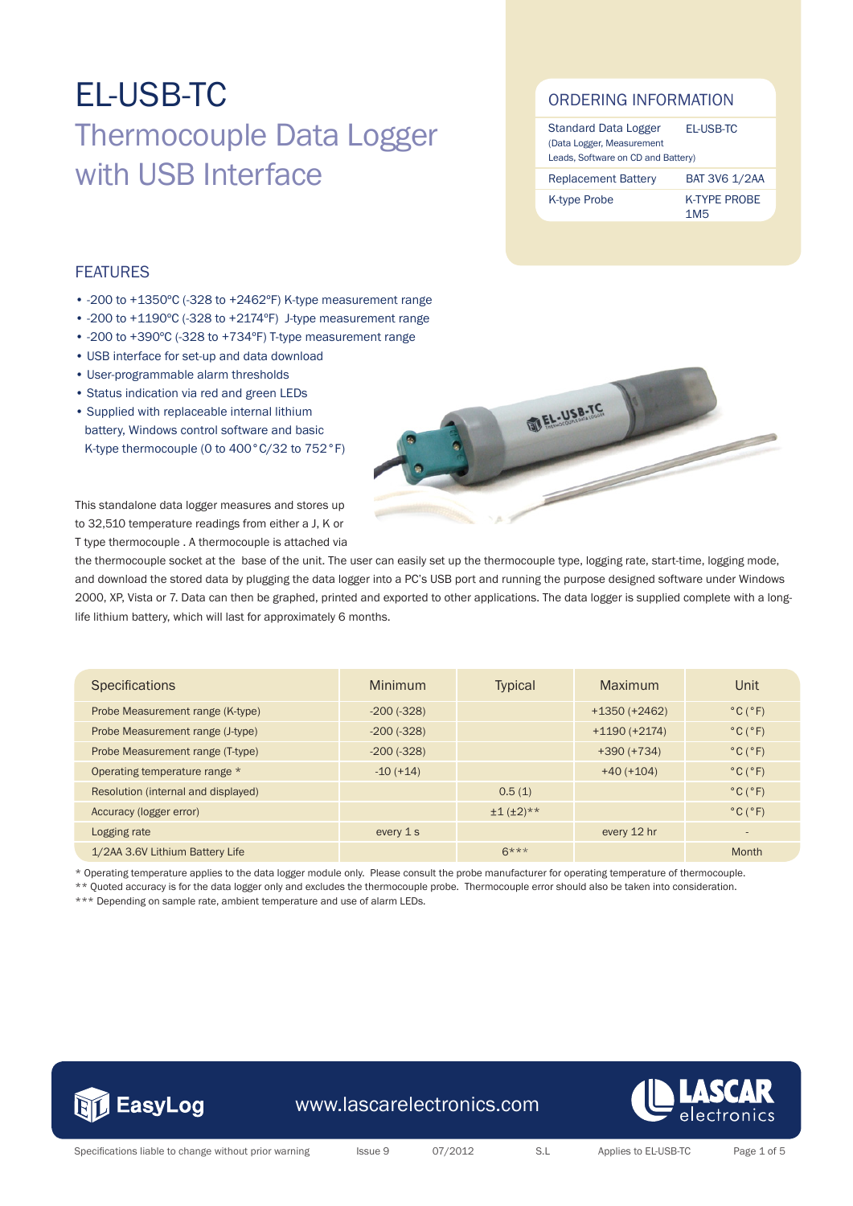# EL-USB-TC

## Thermocouple Data Logger with USB Interface

### ORDERING INFORMATION

| | |
|---|---|
| Standard Data Logger (Data Logger, Measurement Leads, Software on CD and Battery) | EL-USB-TC |
| Replacement Battery | BAT 3V6 1/2AA |
| K-type Probe | K-TYPE PROBE 1M5 |

### FEATURES

- -200 to +1350ºC (-328 to +2462ºF) K-type measurement range
- -200 to +1190ºC (-328 to +2174ºF) J-type measurement range
- -200 to +390ºC (-328 to +734ºF) T-type measurement range
- USB interface for set-up and data download
- User-programmable alarm thresholds
- Status indication via red and green LEDs
- Supplied with replaceable internal lithium battery, Windows control software and basic K-type thermocouple (0 to 400°C/32 to 752°F)

This standalone data logger measures and stores up to 32,510 temperature readings from either a J, K or T type thermocouple . A thermocouple is attached via the thermocouple socket at the base of the unit. The user can easily set up the thermocouple type, logging rate, start-time, logging mode, and download the stored data by plugging the data logger into a PC's USB port and running the purpose designed software under Windows 2000, XP, Vista or 7. Data can then be graphed, printed and exported to other applications. The data logger is supplied complete with a long-life lithium battery, which will last for approximately 6 months.

| Specifications | Minimum | Typical | Maximum | Unit |
|---|---|---|---|---|
| Probe Measurement range (K-type) | -200 (-328) | | +1350 (+2462) | °C (°F) |
| Probe Measurement range (J-type) | -200 (-328) | | +1190 (+2174) | °C (°F) |
| Probe Measurement range (T-type) | -200 (-328) | | +390 (+734) | °C (°F) |
| Operating temperature range * | -10 (+14) | | +40 (+104) | °C (°F) |
| Resolution (internal and displayed) | | 0.5 (1) | | °C (°F) |
| Accuracy (logger error) | | ±1 (±2)** | | °C (°F) |
| Logging rate | every 1 s | | every 12 hr | - |
| 1/2AA 3.6V Lithium Battery Life | | 6*** | | Month |

* Operating temperature applies to the data logger module only. Please consult the probe manufacturer for operating temperature of thermocouple.
** Quoted accuracy is for the data logger only and excludes the thermocouple probe. Thermocouple error should also be taken into consideration.
*** Depending on sample rate, ambient temperature and use of alarm LEDs.

EasyLog www.lascarelectronics.com LASCAR electronics

Specifications liable to change without prior warning Issue 9 07/2012 S.L Applies to EL-USB-TC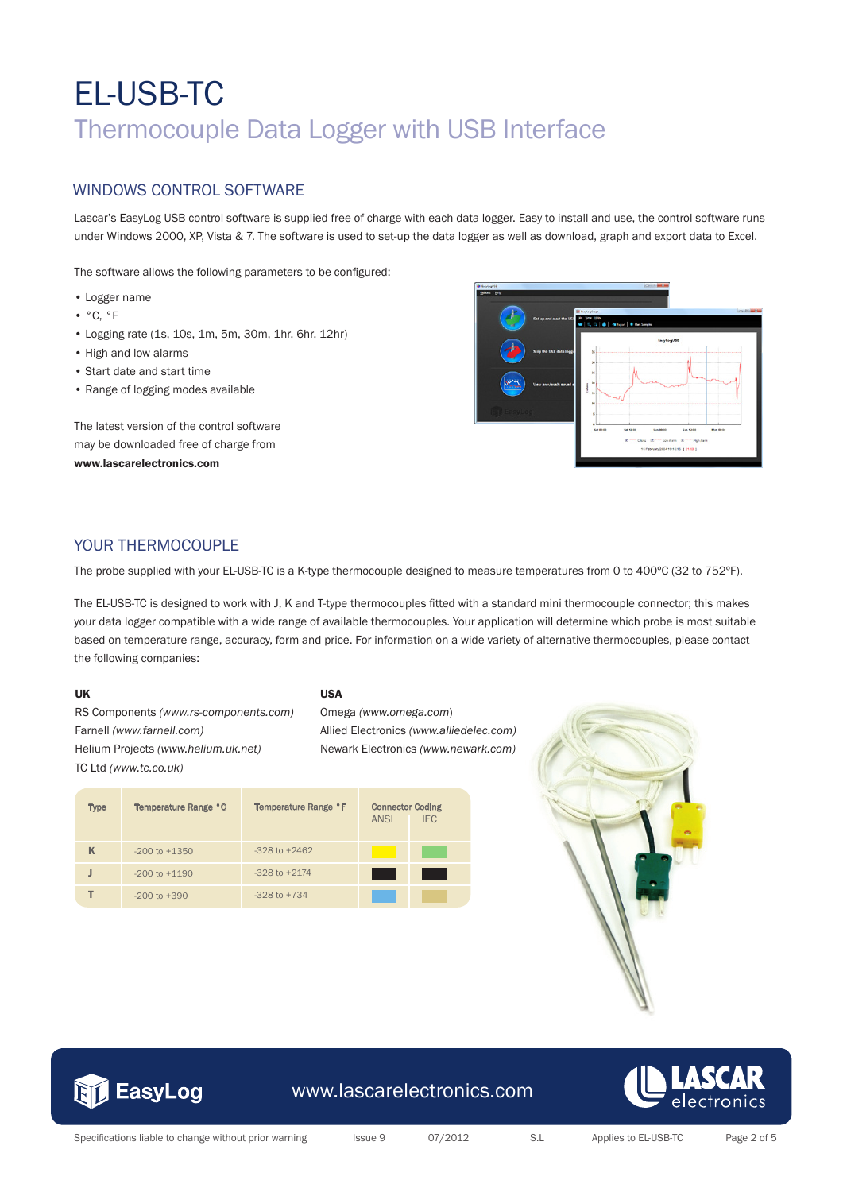# EL-USB-TC

## Thermocouple Data Logger with USB Interface

### WINDOWS CONTROL SOFTWARE

Lascar's EasyLog USB control software is supplied free of charge with each data logger. Easy to install and use, the control software runs under Windows 2000, XP, Vista & 7. The software is used to set-up the data logger as well as download, graph and export data to Excel.

The software allows the following parameters to be configured:

- Logger name
- °C, °F
- Logging rate (1s, 10s, 1m, 5m, 30m, 1hr, 6hr, 12hr)
- High and low alarms
- Start date and start time
- Range of logging modes available

The latest version of the control software may be downloaded free of charge from **www.lascarelectronics.com**

### YOUR THERMOCOUPLE

The probe supplied with your EL-USB-TC is a K-type thermocouple designed to measure temperatures from 0 to 400ºC (32 to 752ºF).

The EL-USB-TC is designed to work with J, K and T-type thermocouples fitted with a standard mini thermocouple connector; this makes your data logger compatible with a wide range of available thermocouples. Your application will determine which probe is most suitable based on temperature range, accuracy, form and price. For information on a wide variety of alternative thermocouples, please contact the following companies:

**UK**

RS Components *(www.rs-components.com)*
Farnell *(www.farnell.com)*
Helium Projects *(www.helium.uk.net)*
TC Ltd *(www.tc.co.uk)*

**USA**

Omega *(www.omega.com)*
Allied Electronics *(www.alliedelec.com)*
Newark Electronics *(www.newark.com)*

| Type | Temperature Range °C | Temperature Range °F | Connector Coding ANSI | Connector Coding IEC |
|---|---|---|---|---|
| K | -200 to +1350 | -328 to +2462 | | |
| J | -200 to +1190 | -328 to +2174 | | |
| T | -200 to +390 | -328 to +734 | | |

EasyLog www.lascarelectronics.com LASCAR electronics

Specifications liable to change without prior warning Issue 9 07/2012 S.L Applies to EL-USB-TC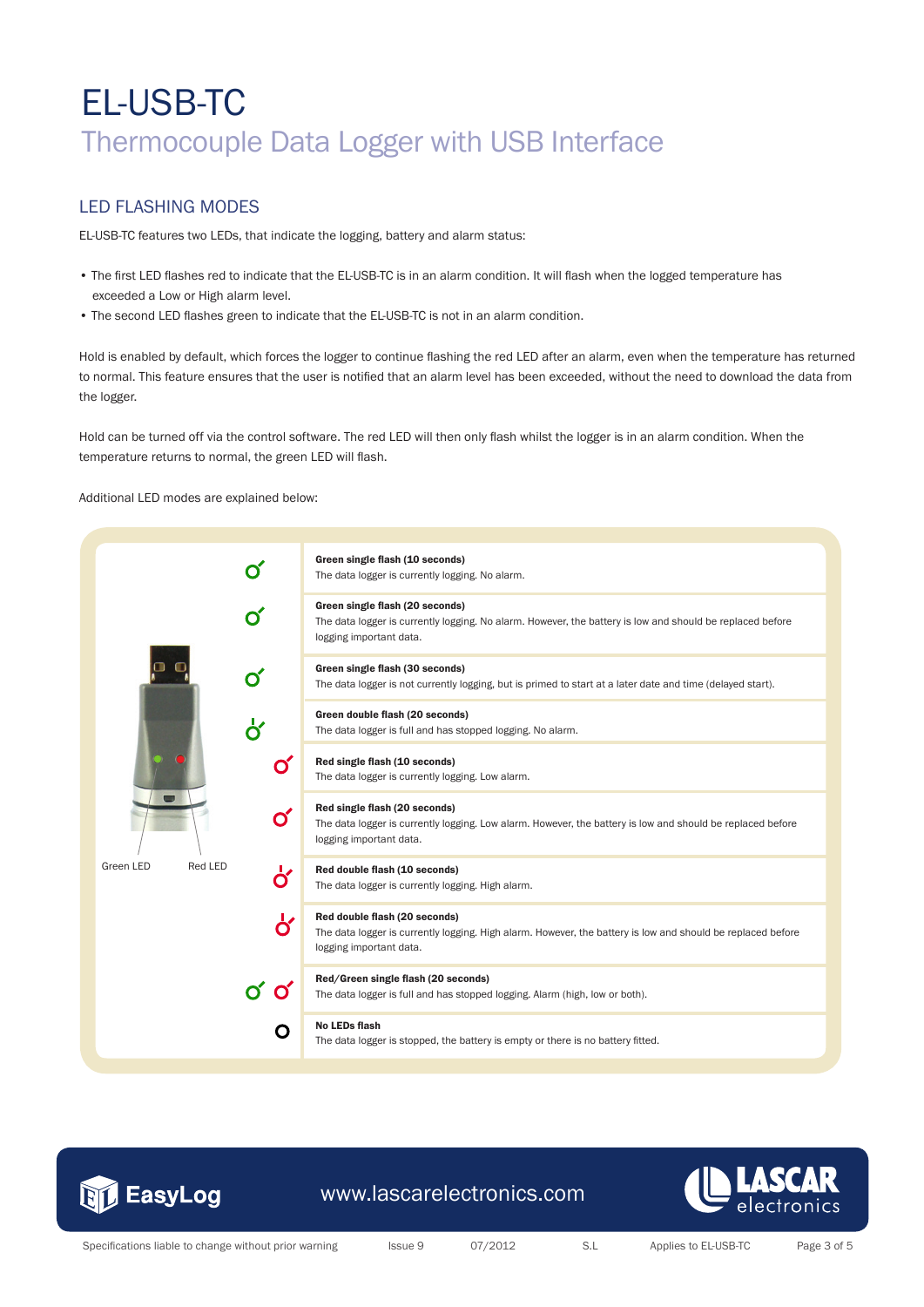# EL-USB-TC

## Thermocouple Data Logger with USB Interface

### LED FLASHING MODES

EL-USB-TC features two LEDs, that indicate the logging, battery and alarm status:

- The first LED flashes red to indicate that the EL-USB-TC is in an alarm condition. It will flash when the logged temperature has exceeded a Low or High alarm level.
- The second LED flashes green to indicate that the EL-USB-TC is not in an alarm condition.

Hold is enabled by default, which forces the logger to continue flashing the red LED after an alarm, even when the temperature has returned to normal. This feature ensures that the user is notified that an alarm level has been exceeded, without the need to download the data from the logger.

Hold can be turned off via the control software. The red LED will then only flash whilst the logger is in an alarm condition. When the temperature returns to normal, the green LED will flash.

Additional LED modes are explained below:

Green LED

Red LED

| | |
|---|---|
| Green LED | **Green single flash (10 seconds)**<br>The data logger is currently logging. No alarm. |
| Green LED | **Green single flash (20 seconds)**<br>The data logger is currently logging. No alarm. However, the battery is low and should be replaced before logging important data. |
| Green LED | **Green single flash (30 seconds)**<br>The data logger is not currently logging, but is primed to start at a later date and time (delayed start). |
| Green LED | **Green double flash (20 seconds)**<br>The data logger is full and has stopped logging. No alarm. |
| Red LED | **Red single flash (10 seconds)**<br>The data logger is currently logging. Low alarm. |
| Red LED | **Red single flash (20 seconds)**<br>The data logger is currently logging. Low alarm. However, the battery is low and should be replaced before logging important data. |
| Red LED | **Red double flash (10 seconds)**<br>The data logger is currently logging. High alarm. |
| Red LED | **Red double flash (20 seconds)**<br>The data logger is currently logging. High alarm. However, the battery is low and should be replaced before logging important data. |
| Green LED, Red LED | **Red/Green single flash (20 seconds)**<br>The data logger is full and has stopped logging. Alarm (high, low or both). |
| No LED | **No LEDs flash**<br>The data logger is stopped, the battery is empty or there is no battery fitted. |

EasyLog

www.lascarelectronics.com

LASCAR electronics

Specifications liable to change without prior warning | Issue 9 | 07/2012 | S.L | Applies to EL-USB-TC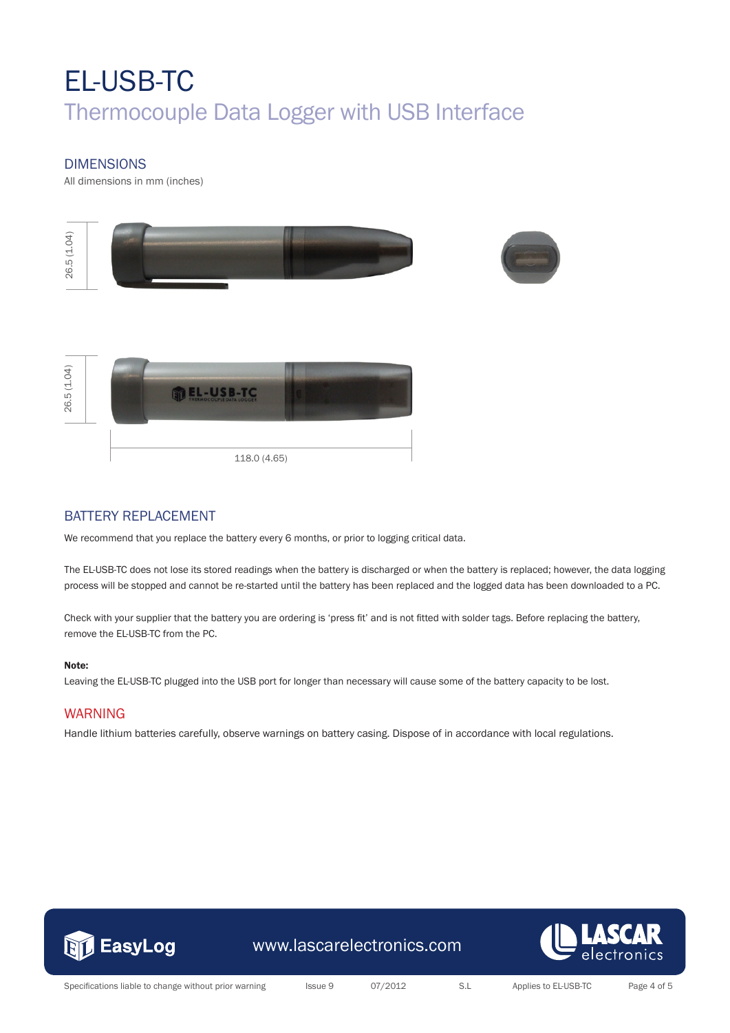# EL-USB-TC

## Thermocouple Data Logger with USB Interface

### DIMENSIONS

All dimensions in mm (inches)

26.5 (1.04)

26.5 (1.04)

118.0 (4.65)

### BATTERY REPLACEMENT

We recommend that you replace the battery every 6 months, or prior to logging critical data.

The EL-USB-TC does not lose its stored readings when the battery is discharged or when the battery is replaced; however, the data logging process will be stopped and cannot be re-started until the battery has been replaced and the logged data has been downloaded to a PC.

Check with your supplier that the battery you are ordering is 'press fit' and is not fitted with solder tags. Before replacing the battery, remove the EL-USB-TC from the PC.

**Note:**

Leaving the EL-USB-TC plugged into the USB port for longer than necessary will cause some of the battery capacity to be lost.

### WARNING

Handle lithium batteries carefully, observe warnings on battery casing. Dispose of in accordance with local regulations.

EasyLog

www.lascarelectronics.com

LASCAR electronics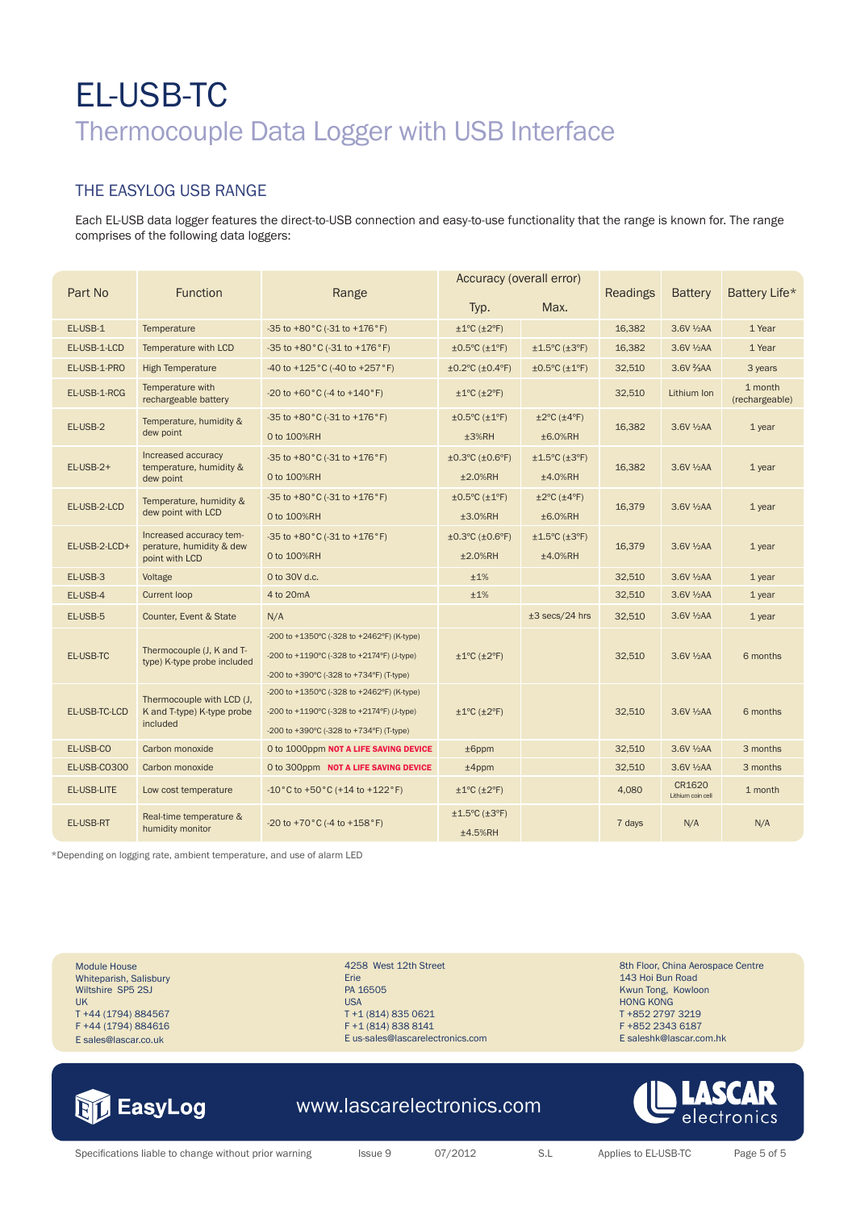# EL-USB-TC

## Thermocouple Data Logger with USB Interface

### THE EASYLOG USB RANGE

Each EL-USB data logger features the direct-to-USB connection and easy-to-use functionality that the range is known for. The range comprises of the following data loggers:

| Part No | Function | Range | Accuracy (overall error) | | Readings | Battery | Battery Life* |
|---|---|---|---|---|---|---|---|
| | | | Typ. | Max. | | | |
| EL-USB-1 | Temperature | -35 to +80°C (-31 to +176°F) | ±1°C (±2°F) | | 16,382 | 3.6V ½AA | 1 Year |
| EL-USB-1-LCD | Temperature with LCD | -35 to +80°C (-31 to +176°F) | ±0.5°C (±1°F) | ±1.5°C (±3°F) | 16,382 | 3.6V ½AA | 1 Year |
| EL-USB-1-PRO | High Temperature | -40 to +125°C (-40 to +257°F) | ±0.2°C (±0.4°F) | ±0.5°C (±1°F) | 32,510 | 3.6V ⅔AA | 3 years |
| EL-USB-1-RCG | Temperature with rechargeable battery | -20 to +60°C (-4 to +140°F) | ±1°C (±2°F) | | 32,510 | Lithium Ion | 1 month (rechargeable) |
| EL-USB-2 | Temperature, humidity & dew point | -35 to +80°C (-31 to +176°F)<br>0 to 100%RH | ±0.5°C (±1°F)<br>±3%RH | ±2°C (±4°F)<br>±6.0%RH | 16,382 | 3.6V ½AA | 1 year |
| EL-USB-2+ | Increased accuracy temperature, humidity & dew point | -35 to +80°C (-31 to +176°F)<br>0 to 100%RH | ±0.3°C (±0.6°F)<br>±2.0%RH | ±1.5°C (±3°F)<br>±4.0%RH | 16,382 | 3.6V ½AA | 1 year |
| EL-USB-2-LCD | Temperature, humidity & dew point with LCD | -35 to +80°C (-31 to +176°F)<br>0 to 100%RH | ±0.5°C (±1°F)<br>±3.0%RH | ±2°C (±4°F)<br>±6.0%RH | 16,379 | 3.6V ½AA | 1 year |
| EL-USB-2-LCD+ | Increased accuracy temperature, humidity & dew point with LCD | -35 to +80°C (-31 to +176°F)<br>0 to 100%RH | ±0.3°C (±0.6°F)<br>±2.0%RH | ±1.5°C (±3°F)<br>±4.0%RH | 16,379 | 3.6V ½AA | 1 year |
| EL-USB-3 | Voltage | 0 to 30V d.c. | ±1% | | 32,510 | 3.6V ½AA | 1 year |
| EL-USB-4 | Current loop | 4 to 20mA | ±1% | | 32,510 | 3.6V ½AA | 1 year |
| EL-USB-5 | Counter, Event & State | N/A | | ±3 secs/24 hrs | 32,510 | 3.6V ½AA | 1 year |
| EL-USB-TC | Thermocouple (J, K and T-type) K-type probe included | -200 to +1350°C (-328 to +2462°F) (K-type)<br>-200 to +1190°C (-328 to +2174°F) (J-type)<br>-200 to +390°C (-328 to +734°F) (T-type) | ±1°C (±2°F) | | 32,510 | 3.6V ½AA | 6 months |
| EL-USB-TC-LCD | Thermocouple with LCD (J, K and T-type) K-type probe included | -200 to +1350°C (-328 to +2462°F) (K-type)<br>-200 to +1190°C (-328 to +2174°F) (J-type)<br>-200 to +390°C (-328 to +734°F) (T-type) | ±1°C (±2°F) | | 32,510 | 3.6V ½AA | 6 months |
| EL-USB-CO | Carbon monoxide | 0 to 1000ppm **NOT A LIFE SAVING DEVICE** | ±6ppm | | 32,510 | 3.6V ½AA | 3 months |
| EL-USB-CO300 | Carbon monoxide | 0 to 300ppm **NOT A LIFE SAVING DEVICE** | ±4ppm | | 32,510 | 3.6V ½AA | 3 months |
| EL-USB-LITE | Low cost temperature | -10°C to +50°C (+14 to +122°F) | ±1°C (±2°F) | | 4,080 | CR1620 Lithium coin cell | 1 month |
| EL-USB-RT | Real-time temperature & humidity monitor | -20 to +70°C (-4 to +158°F) | ±1.5°C (±3°F)<br>±4.5%RH | | 7 days | N/A | N/A |

*Depending on logging rate, ambient temperature, and use of alarm LED

Module House
Whiteparish, Salisbury
Wiltshire SP5 2SJ
UK
T +44 (1794) 884567
F +44 (1794) 884616
E sales@lascar.co.uk

4258 West 12th Street
Erie
PA 16505
USA
T +1 (814) 835 0621
F +1 (814) 838 8141
E us-sales@lascarelectronics.com

8th Floor, China Aerospace Centre
143 Hoi Bun Road
Kwun Tong, Kowloon
HONG KONG
T +852 2797 3219
F +852 2343 6187
E saleshk@lascar.com.hk

EasyLog www.lascarelectronics.com LASCAR electronics

Specifications liable to change without prior warning Issue 9 07/2012 S.L Applies to EL-USB-TC